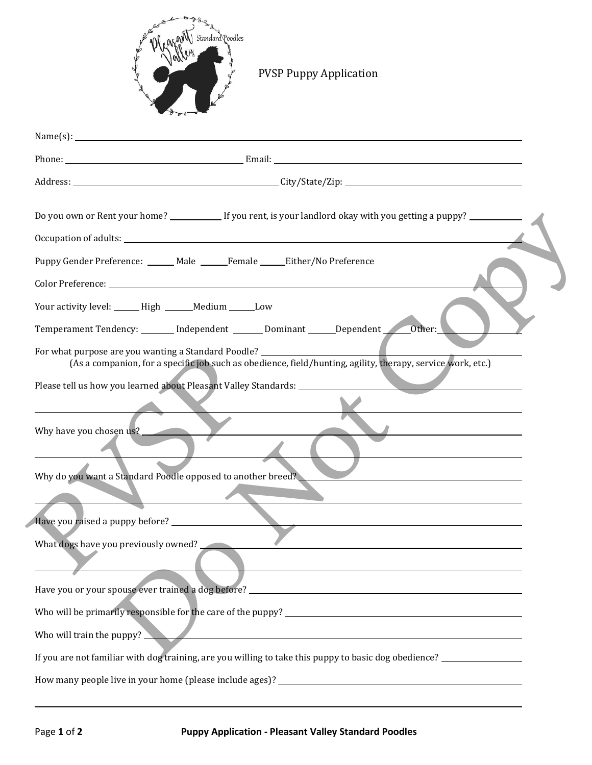# PVSP Puppy Application

Name(s): ____________________

Phone: ____________________ Email: ____________________

Address: ____________________ City/State/Zip: ____________________

Do you own or Rent your home? __________ If you rent, is your landlord okay with you getting a puppy? __________

Occupation of adults: ____________________

Puppy Gender Preference: ______ Male ______Female ______Either/No Preference

Color Preference: ____________________

Your activity level: ______ High ______Medium ______Low

Temperament Tendency: ______ Independent ______ Dominant ______Dependent ______Other: ______

For what purpose are you wanting a Standard Poodle? ____________________
(As a companion, for a specific job such as obedience, field/hunting, agility, therapy, service work, etc.)

Please tell us how you learned about Pleasant Valley Standards: ____________________

Why have you chosen us? ____________________

Why do you want a Standard Poodle opposed to another breed? ____________________

Have you raised a puppy before? ____________________

What dogs have you previously owned? ____________________

Have you or your spouse ever trained a dog before? ____________________

Who will be primarily responsible for the care of the puppy? ____________________

Who will train the puppy? ____________________

If you are not familiar with dog training, are you willing to take this puppy to basic dog obedience? __________

How many people live in your home (please include ages)? ____________________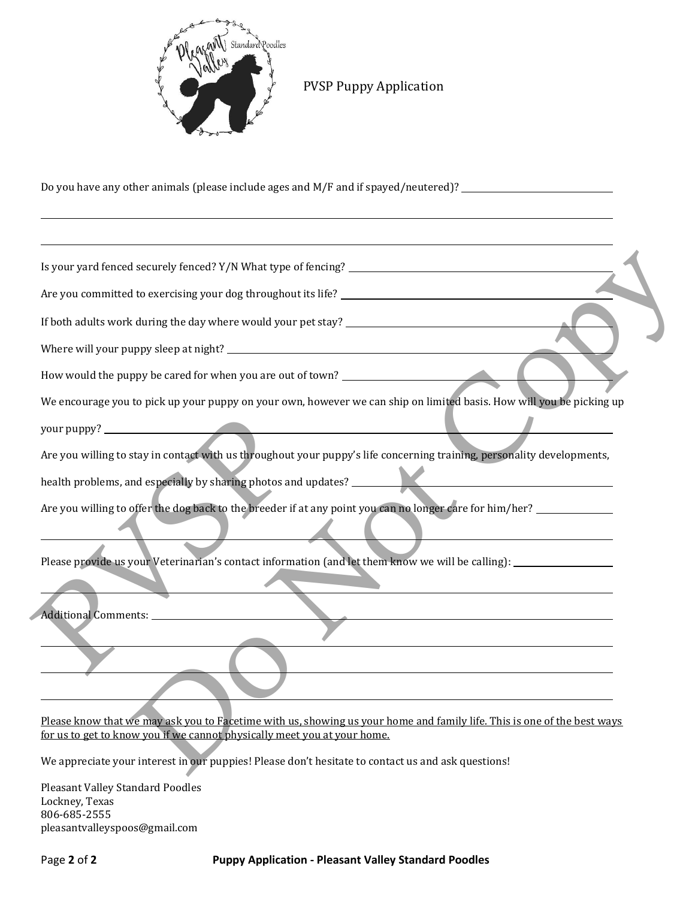PVSP Puppy Application

Do you have any other animals (please include ages and M/F and if spayed/neutered)? \_\_\_\_\_\_\_\_\_\_\_\_\_\_\_\_\_\_\_\_

Is your yard fenced securely fenced? Y/N What type of fencing? \_\_\_\_\_\_\_\_\_\_\_\_\_\_\_\_\_\_\_\_

Are you committed to exercising your dog throughout its life? \_\_\_\_\_\_\_\_\_\_\_\_\_\_\_\_\_\_\_\_

If both adults work during the day where would your pet stay? \_\_\_\_\_\_\_\_\_\_\_\_\_\_\_\_\_\_\_\_

Where will your puppy sleep at night? \_\_\_\_\_\_\_\_\_\_\_\_\_\_\_\_\_\_\_\_

How would the puppy be cared for when you are out of town? \_\_\_\_\_\_\_\_\_\_\_\_\_\_\_\_\_\_\_\_

We encourage you to pick up your puppy on your own, however we can ship on limited basis. How will you be picking up your puppy? \_\_\_\_\_\_\_\_\_\_\_\_\_\_\_\_\_\_\_\_

Are you willing to stay in contact with us throughout your puppy's life concerning training, personality developments, health problems, and especially by sharing photos and updates? \_\_\_\_\_\_\_\_\_\_\_\_\_\_\_\_\_\_\_\_

Are you willing to offer the dog back to the breeder if at any point you can no longer care for him/her? \_\_\_\_\_\_\_\_\_\_\_\_\_\_\_\_\_\_\_\_

Please provide us your Veterinarian's contact information (and let them know we will be calling): \_\_\_\_\_\_\_\_\_\_\_\_\_\_\_\_\_\_\_\_

Additional Comments: \_\_\_\_\_\_\_\_\_\_\_\_\_\_\_\_\_\_\_\_

<u>Please know that we may ask you to Facetime with us, showing us your home and family life. This is one of the best ways for us to get to know you if we cannot physically meet you at your home.</u>

We appreciate your interest in our puppies! Please don't hesitate to contact us and ask questions!

Pleasant Valley Standard Poodles
Lockney, Texas
806-685-2555
pleasantvalleyspoos@gmail.com